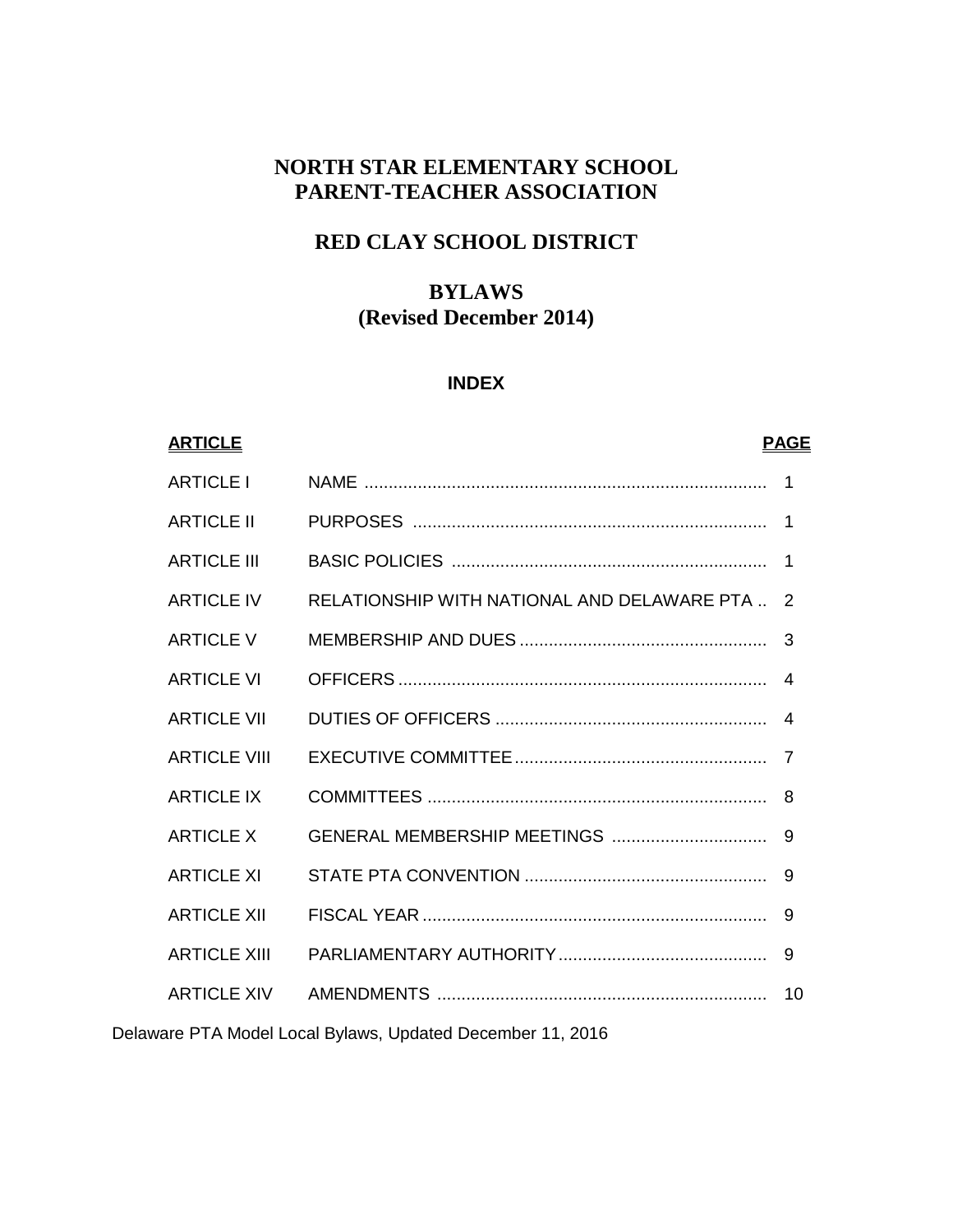# NORTH STAR ELEMENTARY SCHOOL
# PARENT-TEACHER ASSOCIATION

## RED CLAY SCHOOL DISTRICT

## BYLAWS
## (Revised December 2014)

### INDEX

| ARTICLE | | PAGE |
|---|---|---|
| ARTICLE I | NAME | 1 |
| ARTICLE II | PURPOSES | 1 |
| ARTICLE III | BASIC POLICIES | 1 |
| ARTICLE IV | RELATIONSHIP WITH NATIONAL AND DELAWARE PTA | 2 |
| ARTICLE V | MEMBERSHIP AND DUES | 3 |
| ARTICLE VI | OFFICERS | 4 |
| ARTICLE VII | DUTIES OF OFFICERS | 4 |
| ARTICLE VIII | EXECUTIVE COMMITTEE | 7 |
| ARTICLE IX | COMMITTEES | 8 |
| ARTICLE X | GENERAL MEMBERSHIP MEETINGS | 9 |
| ARTICLE XI | STATE PTA CONVENTION | 9 |
| ARTICLE XII | FISCAL YEAR | 9 |
| ARTICLE XIII | PARLIAMENTARY AUTHORITY | 9 |
| ARTICLE XIV | AMENDMENTS | 10 |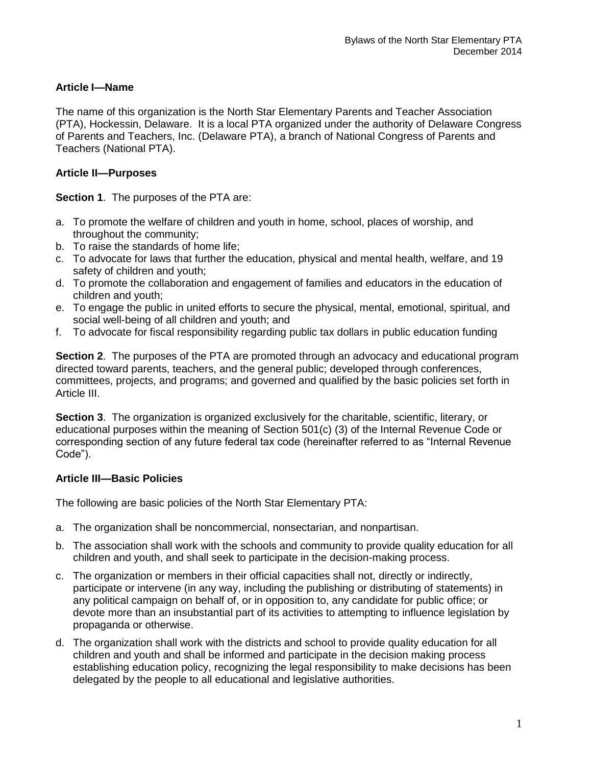**Article I—Name**

The name of this organization is the North Star Elementary Parents and Teacher Association (PTA), Hockessin, Delaware. It is a local PTA organized under the authority of Delaware Congress of Parents and Teachers, Inc. (Delaware PTA), a branch of National Congress of Parents and Teachers (National PTA).

**Article II—Purposes**

**Section 1**. The purposes of the PTA are:

a. To promote the welfare of children and youth in home, school, places of worship, and throughout the community;
b. To raise the standards of home life;
c. To advocate for laws that further the education, physical and mental health, welfare, and 19 safety of children and youth;
d. To promote the collaboration and engagement of families and educators in the education of children and youth;
e. To engage the public in united efforts to secure the physical, mental, emotional, spiritual, and social well-being of all children and youth; and
f. To advocate for fiscal responsibility regarding public tax dollars in public education funding

**Section 2**. The purposes of the PTA are promoted through an advocacy and educational program directed toward parents, teachers, and the general public; developed through conferences, committees, projects, and programs; and governed and qualified by the basic policies set forth in Article III.

**Section 3**. The organization is organized exclusively for the charitable, scientific, literary, or educational purposes within the meaning of Section 501(c) (3) of the Internal Revenue Code or corresponding section of any future federal tax code (hereinafter referred to as "Internal Revenue Code").

**Article III—Basic Policies**

The following are basic policies of the North Star Elementary PTA:

a. The organization shall be noncommercial, nonsectarian, and nonpartisan.

b. The association shall work with the schools and community to provide quality education for all children and youth, and shall seek to participate in the decision-making process.

c. The organization or members in their official capacities shall not, directly or indirectly, participate or intervene (in any way, including the publishing or distributing of statements) in any political campaign on behalf of, or in opposition to, any candidate for public office; or devote more than an insubstantial part of its activities to attempting to influence legislation by propaganda or otherwise.

d. The organization shall work with the districts and school to provide quality education for all children and youth and shall be informed and participate in the decision making process establishing education policy, recognizing the legal responsibility to make decisions has been delegated by the people to all educational and legislative authorities.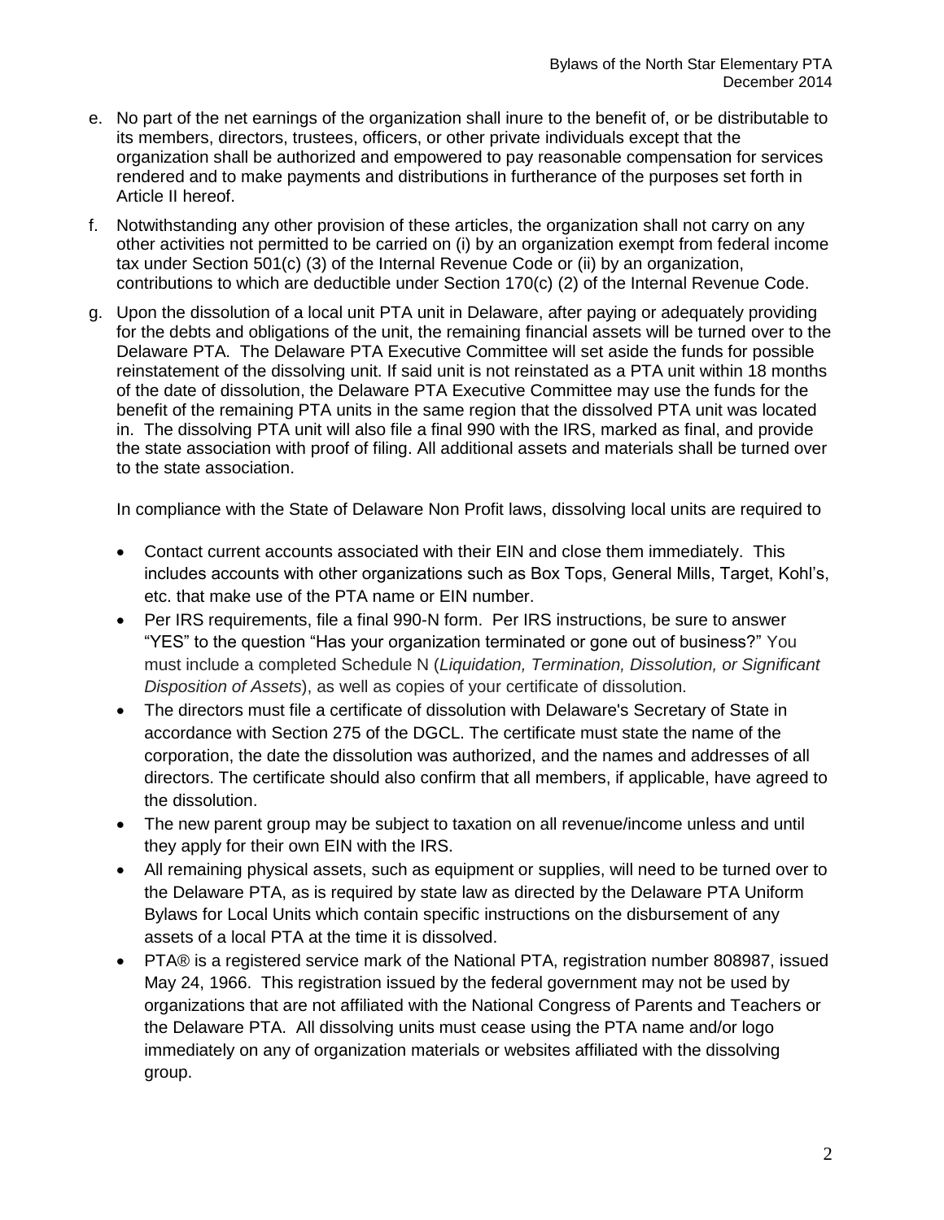e. No part of the net earnings of the organization shall inure to the benefit of, or be distributable to its members, directors, trustees, officers, or other private individuals except that the organization shall be authorized and empowered to pay reasonable compensation for services rendered and to make payments and distributions in furtherance of the purposes set forth in Article II hereof.

f. Notwithstanding any other provision of these articles, the organization shall not carry on any other activities not permitted to be carried on (i) by an organization exempt from federal income tax under Section 501(c) (3) of the Internal Revenue Code or (ii) by an organization, contributions to which are deductible under Section 170(c) (2) of the Internal Revenue Code.

g. Upon the dissolution of a local unit PTA unit in Delaware, after paying or adequately providing for the debts and obligations of the unit, the remaining financial assets will be turned over to the Delaware PTA. The Delaware PTA Executive Committee will set aside the funds for possible reinstatement of the dissolving unit. If said unit is not reinstated as a PTA unit within 18 months of the date of dissolution, the Delaware PTA Executive Committee may use the funds for the benefit of the remaining PTA units in the same region that the dissolved PTA unit was located in. The dissolving PTA unit will also file a final 990 with the IRS, marked as final, and provide the state association with proof of filing. All additional assets and materials shall be turned over to the state association.

   In compliance with the State of Delaware Non Profit laws, dissolving local units are required to

   - Contact current accounts associated with their EIN and close them immediately. This includes accounts with other organizations such as Box Tops, General Mills, Target, Kohl's, etc. that make use of the PTA name or EIN number.
   - Per IRS requirements, file a final 990-N form. Per IRS instructions, be sure to answer "YES" to the question "Has your organization terminated or gone out of business?" You must include a completed Schedule N (*Liquidation, Termination, Dissolution, or Significant Disposition of Assets*), as well as copies of your certificate of dissolution.
   - The directors must file a certificate of dissolution with Delaware's Secretary of State in accordance with Section 275 of the DGCL. The certificate must state the name of the corporation, the date the dissolution was authorized, and the names and addresses of all directors. The certificate should also confirm that all members, if applicable, have agreed to the dissolution.
   - The new parent group may be subject to taxation on all revenue/income unless and until they apply for their own EIN with the IRS.
   - All remaining physical assets, such as equipment or supplies, will need to be turned over to the Delaware PTA, as is required by state law as directed by the Delaware PTA Uniform Bylaws for Local Units which contain specific instructions on the disbursement of any assets of a local PTA at the time it is dissolved.
   - PTA® is a registered service mark of the National PTA, registration number 808987, issued May 24, 1966. This registration issued by the federal government may not be used by organizations that are not affiliated with the National Congress of Parents and Teachers or the Delaware PTA. All dissolving units must cease using the PTA name and/or logo immediately on any of organization materials or websites affiliated with the dissolving group.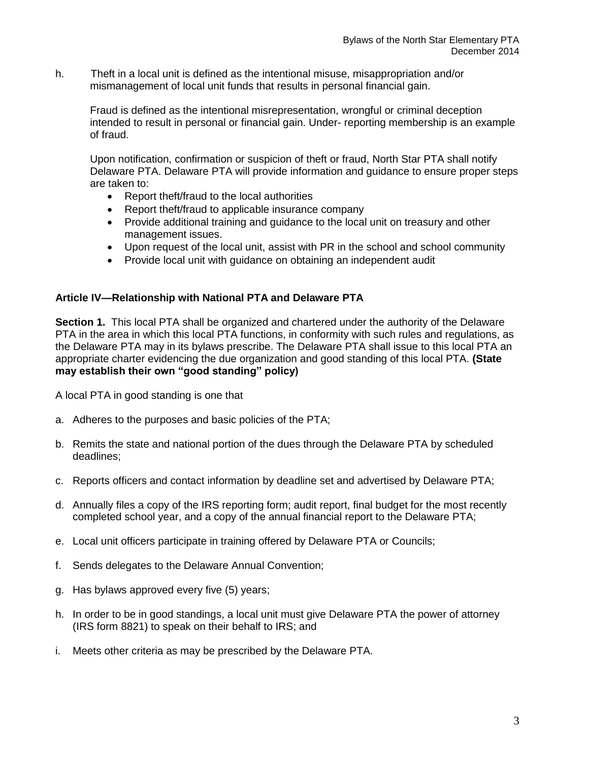h. Theft in a local unit is defined as the intentional misuse, misappropriation and/or mismanagement of local unit funds that results in personal financial gain.

Fraud is defined as the intentional misrepresentation, wrongful or criminal deception intended to result in personal or financial gain. Under- reporting membership is an example of fraud.

Upon notification, confirmation or suspicion of theft or fraud, North Star PTA shall notify Delaware PTA. Delaware PTA will provide information and guidance to ensure proper steps are taken to:

- Report theft/fraud to the local authorities
- Report theft/fraud to applicable insurance company
- Provide additional training and guidance to the local unit on treasury and other management issues.
- Upon request of the local unit, assist with PR in the school and school community
- Provide local unit with guidance on obtaining an independent audit

**Article IV—Relationship with National PTA and Delaware PTA**

**Section 1.** This local PTA shall be organized and chartered under the authority of the Delaware PTA in the area in which this local PTA functions, in conformity with such rules and regulations, as the Delaware PTA may in its bylaws prescribe. The Delaware PTA shall issue to this local PTA an appropriate charter evidencing the due organization and good standing of this local PTA. **(State may establish their own "good standing" policy)**

A local PTA in good standing is one that

a. Adheres to the purposes and basic policies of the PTA;

b. Remits the state and national portion of the dues through the Delaware PTA by scheduled deadlines;

c. Reports officers and contact information by deadline set and advertised by Delaware PTA;

d. Annually files a copy of the IRS reporting form; audit report, final budget for the most recently completed school year, and a copy of the annual financial report to the Delaware PTA;

e. Local unit officers participate in training offered by Delaware PTA or Councils;

f. Sends delegates to the Delaware Annual Convention;

g. Has bylaws approved every five (5) years;

h. In order to be in good standings, a local unit must give Delaware PTA the power of attorney (IRS form 8821) to speak on their behalf to IRS; and

i. Meets other criteria as may be prescribed by the Delaware PTA.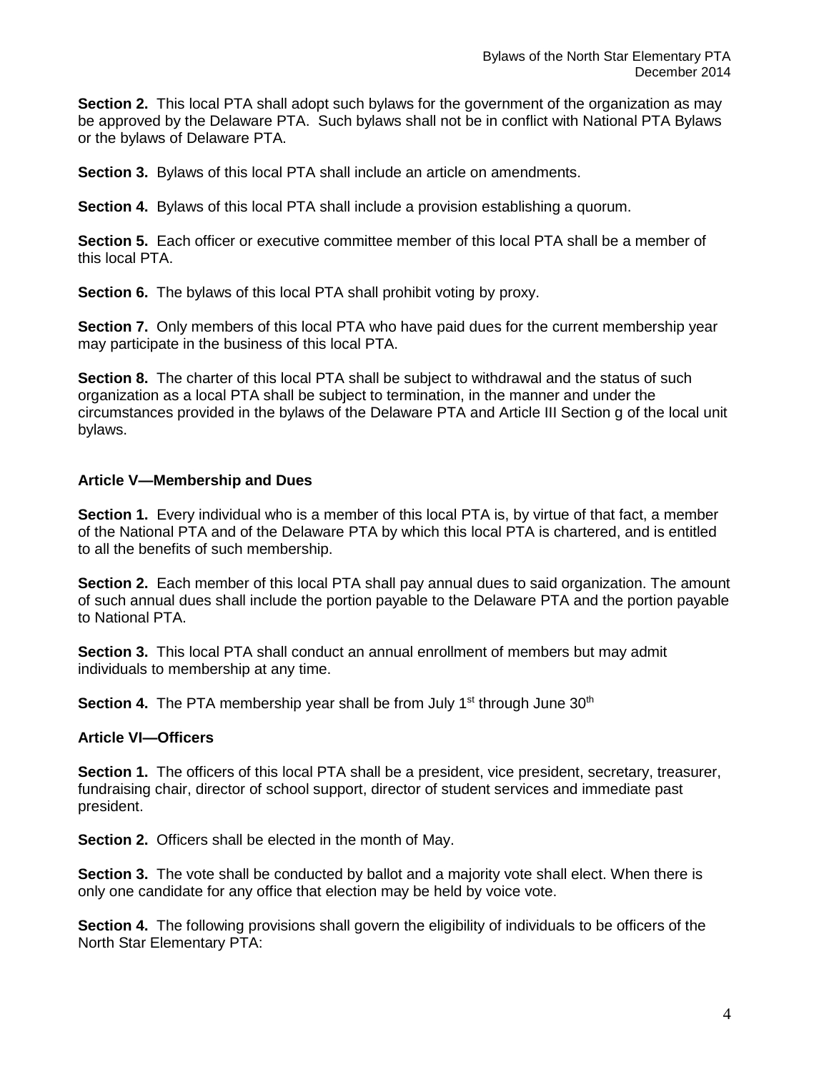**Section 2.** This local PTA shall adopt such bylaws for the government of the organization as may be approved by the Delaware PTA. Such bylaws shall not be in conflict with National PTA Bylaws or the bylaws of Delaware PTA.

**Section 3.** Bylaws of this local PTA shall include an article on amendments.

**Section 4.** Bylaws of this local PTA shall include a provision establishing a quorum.

**Section 5.** Each officer or executive committee member of this local PTA shall be a member of this local PTA.

**Section 6.** The bylaws of this local PTA shall prohibit voting by proxy.

**Section 7.** Only members of this local PTA who have paid dues for the current membership year may participate in the business of this local PTA.

**Section 8.** The charter of this local PTA shall be subject to withdrawal and the status of such organization as a local PTA shall be subject to termination, in the manner and under the circumstances provided in the bylaws of the Delaware PTA and Article III Section g of the local unit bylaws.

### Article V—Membership and Dues

**Section 1.** Every individual who is a member of this local PTA is, by virtue of that fact, a member of the National PTA and of the Delaware PTA by which this local PTA is chartered, and is entitled to all the benefits of such membership.

**Section 2.** Each member of this local PTA shall pay annual dues to said organization. The amount of such annual dues shall include the portion payable to the Delaware PTA and the portion payable to National PTA.

**Section 3.** This local PTA shall conduct an annual enrollment of members but may admit individuals to membership at any time.

**Section 4.** The PTA membership year shall be from July 1st through June 30th

### Article VI—Officers

**Section 1.** The officers of this local PTA shall be a president, vice president, secretary, treasurer, fundraising chair, director of school support, director of student services and immediate past president.

**Section 2.** Officers shall be elected in the month of May.

**Section 3.** The vote shall be conducted by ballot and a majority vote shall elect. When there is only one candidate for any office that election may be held by voice vote.

**Section 4.** The following provisions shall govern the eligibility of individuals to be officers of the North Star Elementary PTA: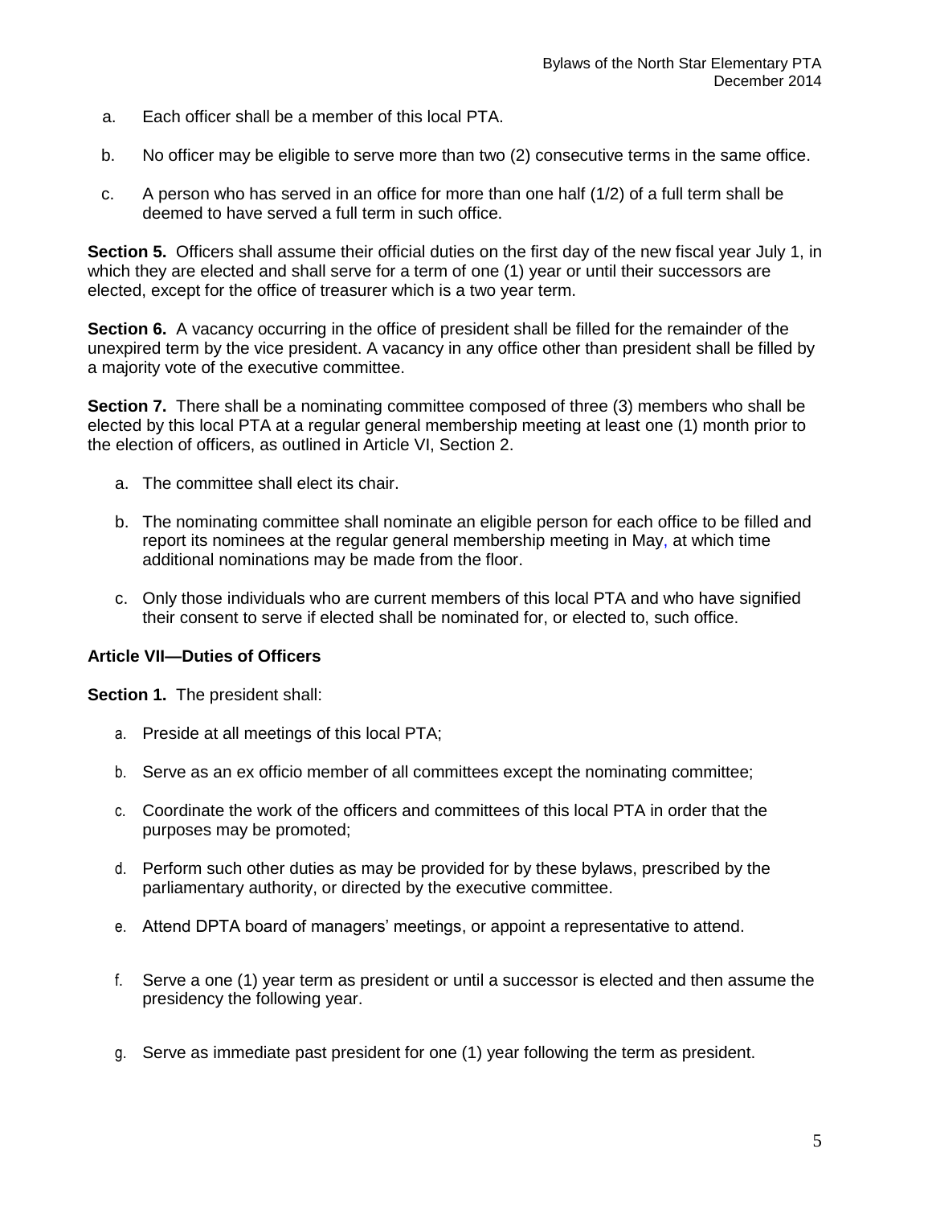a. Each officer shall be a member of this local PTA.

b. No officer may be eligible to serve more than two (2) consecutive terms in the same office.

c. A person who has served in an office for more than one half (1/2) of a full term shall be deemed to have served a full term in such office.

**Section 5.** Officers shall assume their official duties on the first day of the new fiscal year July 1, in which they are elected and shall serve for a term of one (1) year or until their successors are elected, except for the office of treasurer which is a two year term.

**Section 6.** A vacancy occurring in the office of president shall be filled for the remainder of the unexpired term by the vice president. A vacancy in any office other than president shall be filled by a majority vote of the executive committee.

**Section 7.** There shall be a nominating committee composed of three (3) members who shall be elected by this local PTA at a regular general membership meeting at least one (1) month prior to the election of officers, as outlined in Article VI, Section 2.

a. The committee shall elect its chair.

b. The nominating committee shall nominate an eligible person for each office to be filled and report its nominees at the regular general membership meeting in May, at which time additional nominations may be made from the floor.

c. Only those individuals who are current members of this local PTA and who have signified their consent to serve if elected shall be nominated for, or elected to, such office.

**Article VII—Duties of Officers**

**Section 1.** The president shall:

a. Preside at all meetings of this local PTA;

b. Serve as an ex officio member of all committees except the nominating committee;

c. Coordinate the work of the officers and committees of this local PTA in order that the purposes may be promoted;

d. Perform such other duties as may be provided for by these bylaws, prescribed by the parliamentary authority, or directed by the executive committee.

e. Attend DPTA board of managers' meetings, or appoint a representative to attend.

f. Serve a one (1) year term as president or until a successor is elected and then assume the presidency the following year.

g. Serve as immediate past president for one (1) year following the term as president.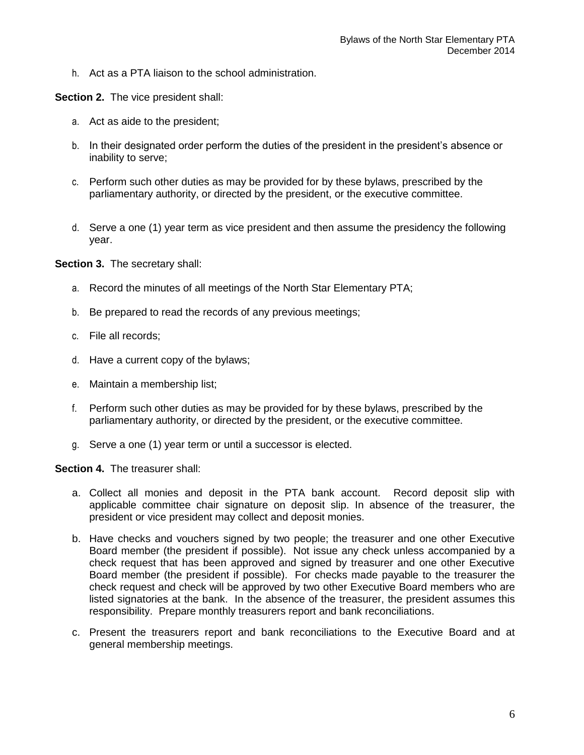h. Act as a PTA liaison to the school administration.

**Section 2.** The vice president shall:

a. Act as aide to the president;

b. In their designated order perform the duties of the president in the president's absence or inability to serve;

c. Perform such other duties as may be provided for by these bylaws, prescribed by the parliamentary authority, or directed by the president, or the executive committee.

d. Serve a one (1) year term as vice president and then assume the presidency the following year.

**Section 3.** The secretary shall:

a. Record the minutes of all meetings of the North Star Elementary PTA;

b. Be prepared to read the records of any previous meetings;

c. File all records;

d. Have a current copy of the bylaws;

e. Maintain a membership list;

f. Perform such other duties as may be provided for by these bylaws, prescribed by the parliamentary authority, or directed by the president, or the executive committee.

g. Serve a one (1) year term or until a successor is elected.

**Section 4.** The treasurer shall:

a. Collect all monies and deposit in the PTA bank account. Record deposit slip with applicable committee chair signature on deposit slip. In absence of the treasurer, the president or vice president may collect and deposit monies.

b. Have checks and vouchers signed by two people; the treasurer and one other Executive Board member (the president if possible). Not issue any check unless accompanied by a check request that has been approved and signed by treasurer and one other Executive Board member (the president if possible). For checks made payable to the treasurer the check request and check will be approved by two other Executive Board members who are listed signatories at the bank. In the absence of the treasurer, the president assumes this responsibility. Prepare monthly treasurers report and bank reconciliations.

c. Present the treasurers report and bank reconciliations to the Executive Board and at general membership meetings.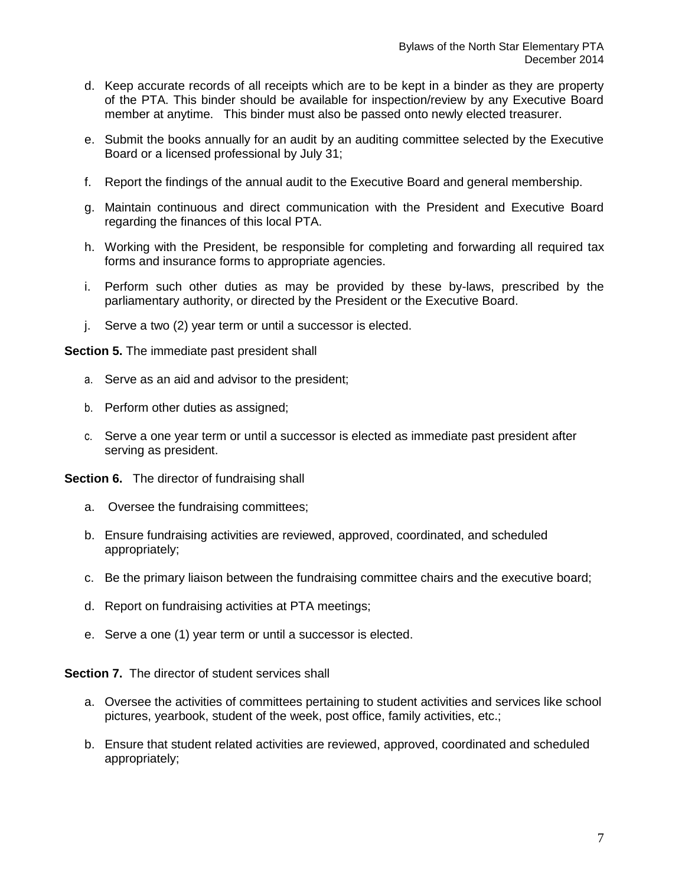d. Keep accurate records of all receipts which are to be kept in a binder as they are property of the PTA. This binder should be available for inspection/review by any Executive Board member at anytime. This binder must also be passed onto newly elected treasurer.

e. Submit the books annually for an audit by an auditing committee selected by the Executive Board or a licensed professional by July 31;

f. Report the findings of the annual audit to the Executive Board and general membership.

g. Maintain continuous and direct communication with the President and Executive Board regarding the finances of this local PTA.

h. Working with the President, be responsible for completing and forwarding all required tax forms and insurance forms to appropriate agencies.

i. Perform such other duties as may be provided by these by-laws, prescribed by the parliamentary authority, or directed by the President or the Executive Board.

j. Serve a two (2) year term or until a successor is elected.

**Section 5.** The immediate past president shall

a. Serve as an aid and advisor to the president;

b. Perform other duties as assigned;

c. Serve a one year term or until a successor is elected as immediate past president after serving as president.

**Section 6.** The director of fundraising shall

a. Oversee the fundraising committees;

b. Ensure fundraising activities are reviewed, approved, coordinated, and scheduled appropriately;

c. Be the primary liaison between the fundraising committee chairs and the executive board;

d. Report on fundraising activities at PTA meetings;

e. Serve a one (1) year term or until a successor is elected.

**Section 7.** The director of student services shall

a. Oversee the activities of committees pertaining to student activities and services like school pictures, yearbook, student of the week, post office, family activities, etc.;

b. Ensure that student related activities are reviewed, approved, coordinated and scheduled appropriately;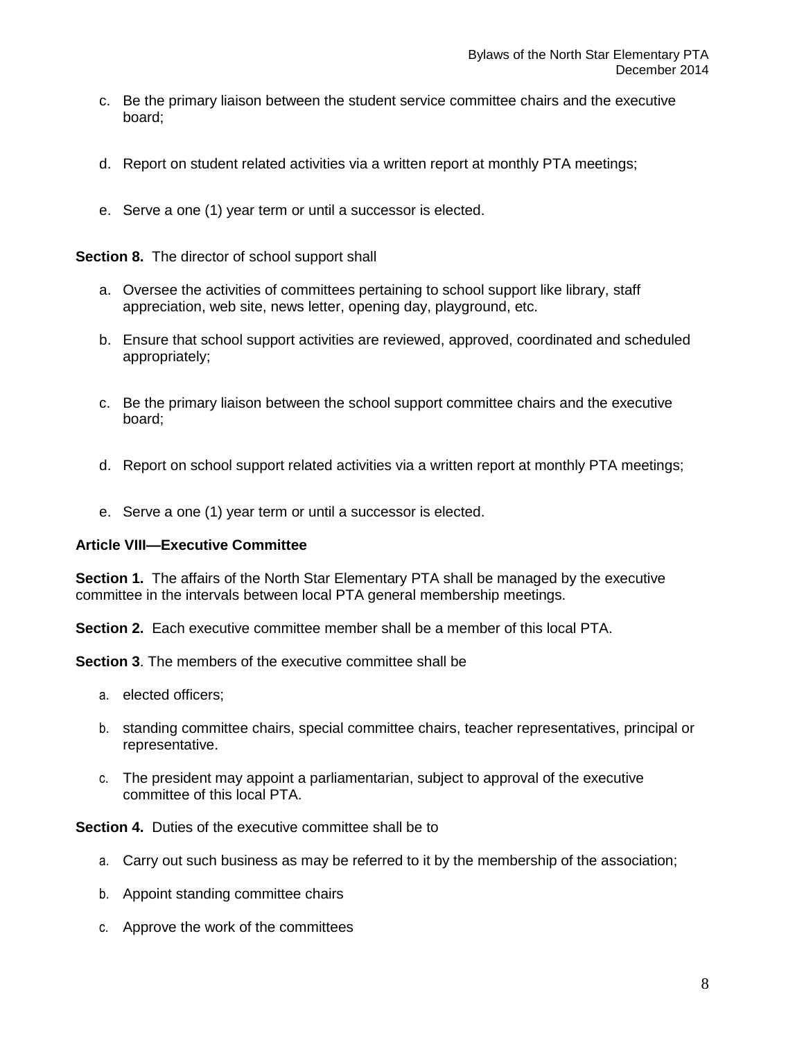c. Be the primary liaison between the student service committee chairs and the executive board;

d. Report on student related activities via a written report at monthly PTA meetings;

e. Serve a one (1) year term or until a successor is elected.

**Section 8.** The director of school support shall

a. Oversee the activities of committees pertaining to school support like library, staff appreciation, web site, news letter, opening day, playground, etc.

b. Ensure that school support activities are reviewed, approved, coordinated and scheduled appropriately;

c. Be the primary liaison between the school support committee chairs and the executive board;

d. Report on school support related activities via a written report at monthly PTA meetings;

e. Serve a one (1) year term or until a successor is elected.

**Article VIII—Executive Committee**

**Section 1.** The affairs of the North Star Elementary PTA shall be managed by the executive committee in the intervals between local PTA general membership meetings.

**Section 2.** Each executive committee member shall be a member of this local PTA.

**Section 3**. The members of the executive committee shall be

a. elected officers;

b. standing committee chairs, special committee chairs, teacher representatives, principal or representative.

c. The president may appoint a parliamentarian, subject to approval of the executive committee of this local PTA.

**Section 4.** Duties of the executive committee shall be to

a. Carry out such business as may be referred to it by the membership of the association;

b. Appoint standing committee chairs

c. Approve the work of the committees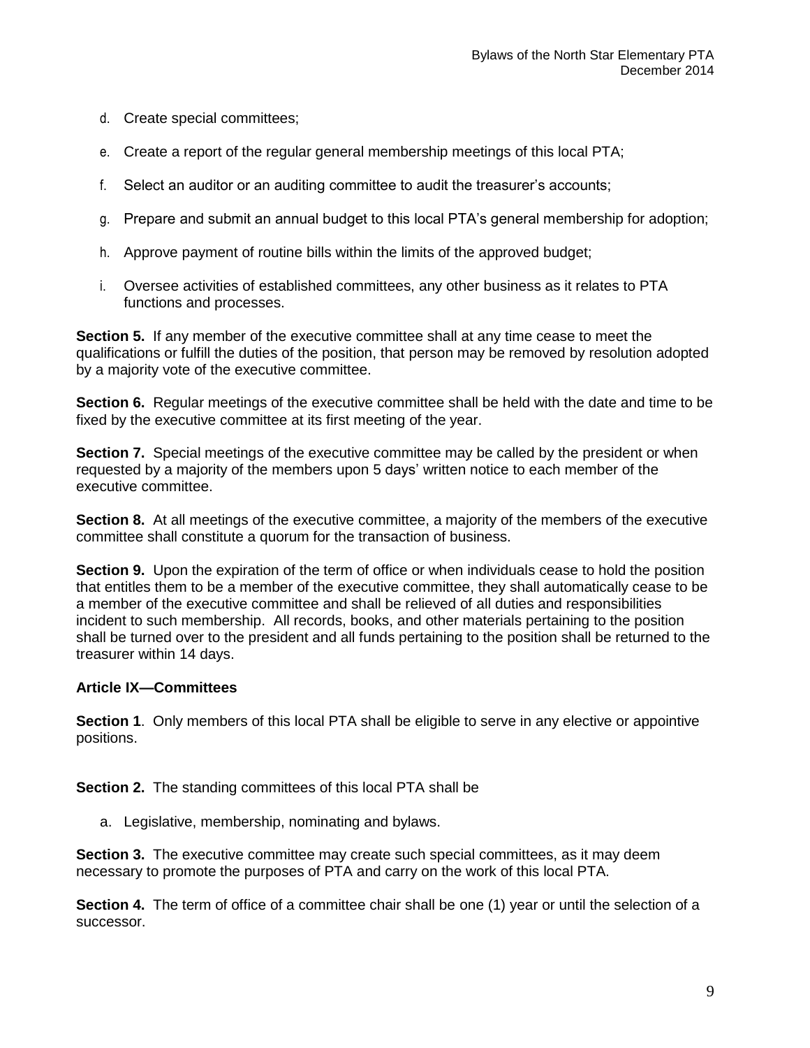d. Create special committees;

e. Create a report of the regular general membership meetings of this local PTA;

f. Select an auditor or an auditing committee to audit the treasurer's accounts;

g. Prepare and submit an annual budget to this local PTA's general membership for adoption;

h. Approve payment of routine bills within the limits of the approved budget;

i. Oversee activities of established committees, any other business as it relates to PTA functions and processes.

**Section 5.** If any member of the executive committee shall at any time cease to meet the qualifications or fulfill the duties of the position, that person may be removed by resolution adopted by a majority vote of the executive committee.

**Section 6.** Regular meetings of the executive committee shall be held with the date and time to be fixed by the executive committee at its first meeting of the year.

**Section 7.** Special meetings of the executive committee may be called by the president or when requested by a majority of the members upon 5 days' written notice to each member of the executive committee.

**Section 8.** At all meetings of the executive committee, a majority of the members of the executive committee shall constitute a quorum for the transaction of business.

**Section 9.** Upon the expiration of the term of office or when individuals cease to hold the position that entitles them to be a member of the executive committee, they shall automatically cease to be a member of the executive committee and shall be relieved of all duties and responsibilities incident to such membership. All records, books, and other materials pertaining to the position shall be turned over to the president and all funds pertaining to the position shall be returned to the treasurer within 14 days.

**Article IX—Committees**

**Section 1**. Only members of this local PTA shall be eligible to serve in any elective or appointive positions.

**Section 2.** The standing committees of this local PTA shall be

a. Legislative, membership, nominating and bylaws.

**Section 3.** The executive committee may create such special committees, as it may deem necessary to promote the purposes of PTA and carry on the work of this local PTA.

**Section 4.** The term of office of a committee chair shall be one (1) year or until the selection of a successor.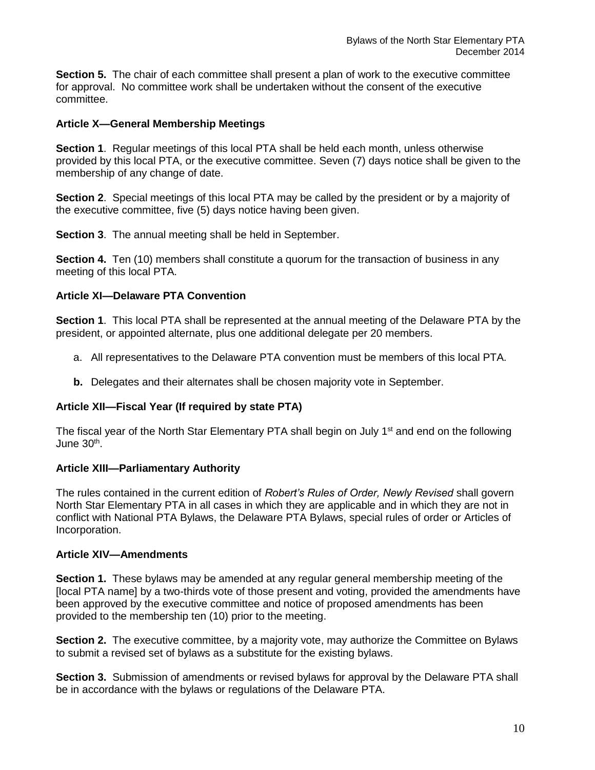**Section 5.** The chair of each committee shall present a plan of work to the executive committee for approval. No committee work shall be undertaken without the consent of the executive committee.

### Article X—General Membership Meetings

**Section 1**. Regular meetings of this local PTA shall be held each month, unless otherwise provided by this local PTA, or the executive committee. Seven (7) days notice shall be given to the membership of any change of date.

**Section 2**. Special meetings of this local PTA may be called by the president or by a majority of the executive committee, five (5) days notice having been given.

**Section 3**. The annual meeting shall be held in September.

**Section 4.** Ten (10) members shall constitute a quorum for the transaction of business in any meeting of this local PTA.

### Article XI—Delaware PTA Convention

**Section 1**. This local PTA shall be represented at the annual meeting of the Delaware PTA by the president, or appointed alternate, plus one additional delegate per 20 members.

a. All representatives to the Delaware PTA convention must be members of this local PTA.

**b.** Delegates and their alternates shall be chosen majority vote in September.

### Article XII—Fiscal Year (If required by state PTA)

The fiscal year of the North Star Elementary PTA shall begin on July 1st and end on the following June 30th.

### Article XIII—Parliamentary Authority

The rules contained in the current edition of *Robert's Rules of Order, Newly Revised* shall govern North Star Elementary PTA in all cases in which they are applicable and in which they are not in conflict with National PTA Bylaws, the Delaware PTA Bylaws, special rules of order or Articles of Incorporation.

### Article XIV—Amendments

**Section 1.** These bylaws may be amended at any regular general membership meeting of the [local PTA name] by a two-thirds vote of those present and voting, provided the amendments have been approved by the executive committee and notice of proposed amendments has been provided to the membership ten (10) prior to the meeting.

**Section 2.** The executive committee, by a majority vote, may authorize the Committee on Bylaws to submit a revised set of bylaws as a substitute for the existing bylaws.

**Section 3.** Submission of amendments or revised bylaws for approval by the Delaware PTA shall be in accordance with the bylaws or regulations of the Delaware PTA.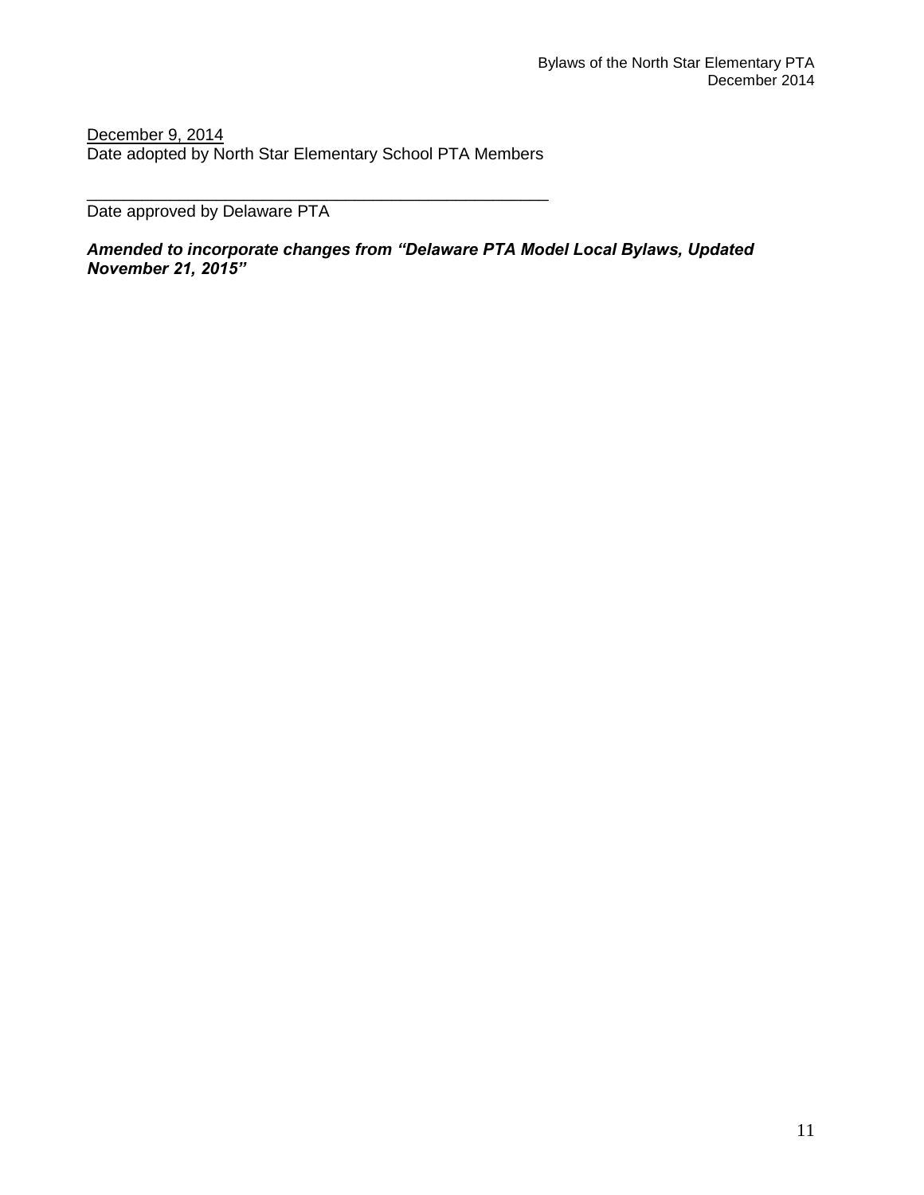<u>December 9, 2014</u>
Date adopted by North Star Elementary School PTA Members

_____________________________________________________
Date approved by Delaware PTA

***Amended to incorporate changes from "Delaware PTA Model Local Bylaws, Updated November 21, 2015"***